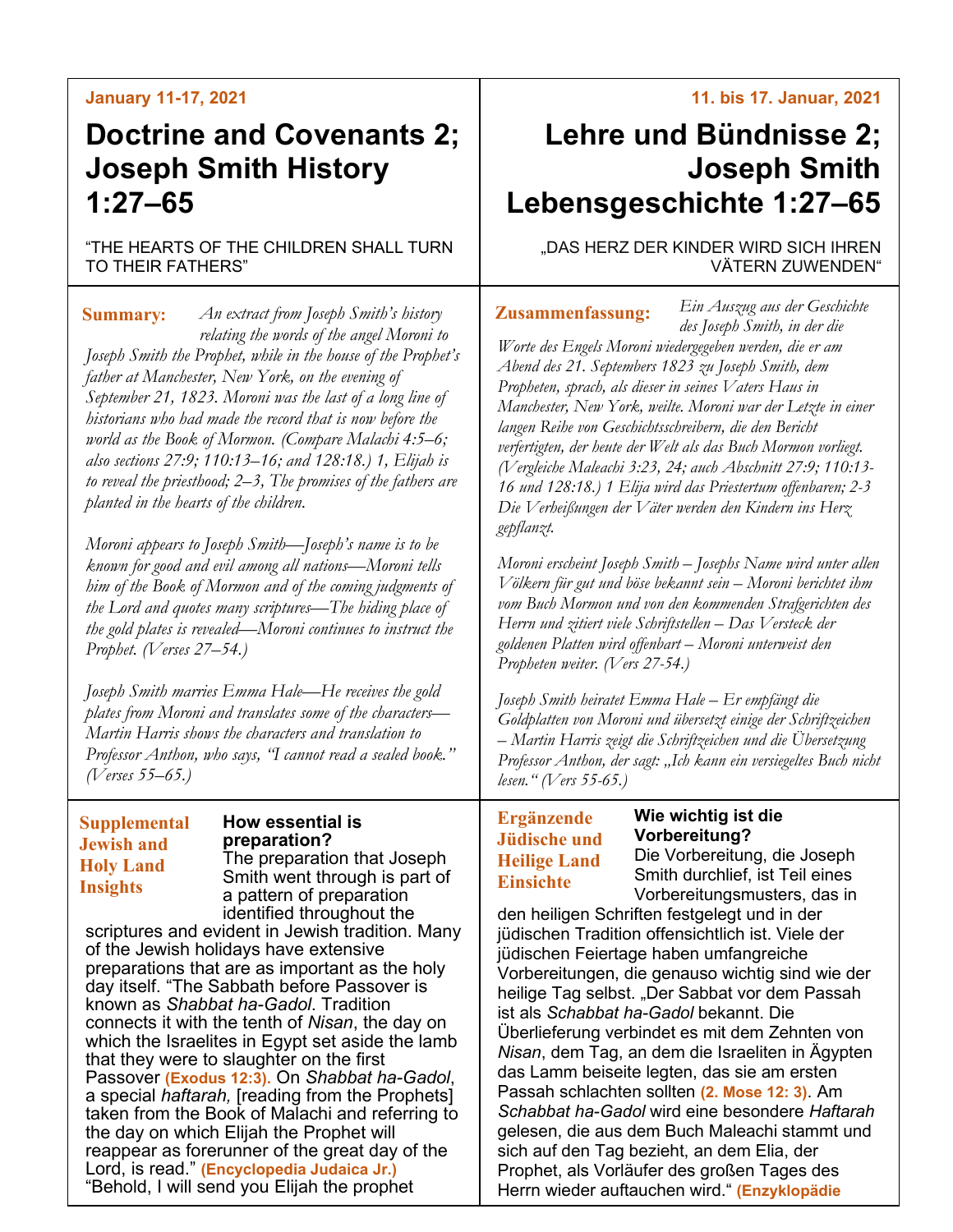January 11-17, 2021

# Doctrine and Covenants 2; Joseph Smith History 1:27–65

"THE HEARTS OF THE CHILDREN SHALL TURN TO THEIR FATHERS"

**Summary:** *An extract from Joseph Smith's history relating the words of the angel Moroni to Joseph Smith the Prophet, while in the house of the Prophet's father at Manchester, New York, on the evening of September 21, 1823. Moroni was the last of a long line of historians who had made the record that is now before the world as the Book of Mormon. (Compare Malachi 4:5–6; also sections 27:9; 110:13–16; and 128:18.) 1, Elijah is to reveal the priesthood; 2–3, The promises of the fathers are planted in the hearts of the children.*

*Moroni appears to Joseph Smith—Joseph's name is to be known for good and evil among all nations—Moroni tells him of the Book of Mormon and of the coming judgments of the Lord and quotes many scriptures—The hiding place of the gold plates is revealed—Moroni continues to instruct the Prophet. (Verses 27–54.)*

*Joseph Smith marries Emma Hale—He receives the gold plates from Moroni and translates some of the characters—Martin Harris shows the characters and translation to Professor Anthon, who says, "I cannot read a sealed book." (Verses 55–65.)*

**Supplemental Jewish and Holy Land Insights**

**How essential is preparation?**
The preparation that Joseph Smith went through is part of a pattern of preparation identified throughout the scriptures and evident in Jewish tradition. Many of the Jewish holidays have extensive preparations that are as important as the holy day itself. "The Sabbath before Passover is known as *Shabbat ha-Gadol*. Tradition connects it with the tenth of *Nisan*, the day on which the Israelites in Egypt set aside the lamb that they were to slaughter on the first Passover **(Exodus 12:3).** On *Shabbat ha-Gadol*, a special *haftarah,* [reading from the Prophets] taken from the Book of Malachi and referring to the day on which Elijah the Prophet will reappear as forerunner of the great day of the Lord, is read." **(Encyclopedia Judaica Jr.)** "Behold, I will send you Elijah the prophet

---

11. bis 17. Januar, 2021

# Lehre und Bündnisse 2; Joseph Smith Lebensgeschichte 1:27–65

„DAS HERZ DER KINDER WIRD SICH IHREN VÄTERN ZUWENDEN"

**Zusammenfassung:** *Ein Auszug aus der Geschichte des Joseph Smith, in der die Worte des Engels Moroni wiedergegeben werden, die er am Abend des 21. Septembers 1823 zu Joseph Smith, dem Propheten, sprach, als dieser in seines Vaters Haus in Manchester, New York, weilte. Moroni war der Letzte in einer langen Reihe von Geschichtsschreibern, die den Bericht verfertigten, der heute der Welt als das Buch Mormon vorliegt. (Vergleiche Maleachi 3:23, 24; auch Abschnitt 27:9; 110:13-16 und 128:18.) 1 Elija wird das Priestertum offenbaren; 2-3 Die Verheißungen der Väter werden den Kindern ins Herz gepflanzt.*

*Moroni erscheint Joseph Smith – Josephs Name wird unter allen Völkern für gut und böse bekannt sein – Moroni berichtet ihm vom Buch Mormon und von den kommenden Strafgerichten des Herrn und zitiert viele Schriftstellen – Das Versteck der goldenen Platten wird offenbart – Moroni unterweist den Propheten weiter. (Vers 27-54.)*

*Joseph Smith heiratet Emma Hale – Er empfängt die Goldplatten von Moroni und übersetzt einige der Schriftzeichen – Martin Harris zeigt die Schriftzeichen und die Übersetzung Professor Anthon, der sagt: „Ich kann ein versiegeltes Buch nicht lesen." (Vers 55-65.)*

**Ergänzende Jüdische und Heilige Land Einsichte**

**Wie wichtig ist die Vorbereitung?**
Die Vorbereitung, die Joseph Smith durchlief, ist Teil eines Vorbereitungsmusters, das in den heiligen Schriften festgelegt und in der jüdischen Tradition offensichtlich ist. Viele der jüdischen Feiertage haben umfangreiche Vorbereitungen, die genauso wichtig sind wie der heilige Tag selbst. „Der Sabbat vor dem Passah ist als *Schabbat ha-Gadol* bekannt. Die Überlieferung verbindet es mit dem Zehnten von *Nisan*, dem Tag, an dem die Israeliten in Ägypten das Lamm beiseite legten, das sie am ersten Passah schlachten sollten **(2. Mose 12: 3)**. Am *Schabbat ha-Gadol* wird eine besondere *Haftarah* gelesen, die aus dem Buch Maleachi stammt und sich auf den Tag bezieht, an dem Elia, der Prophet, als Vorläufer des großen Tages des Herrn wieder auftauchen wird." **(Enzyklopädie**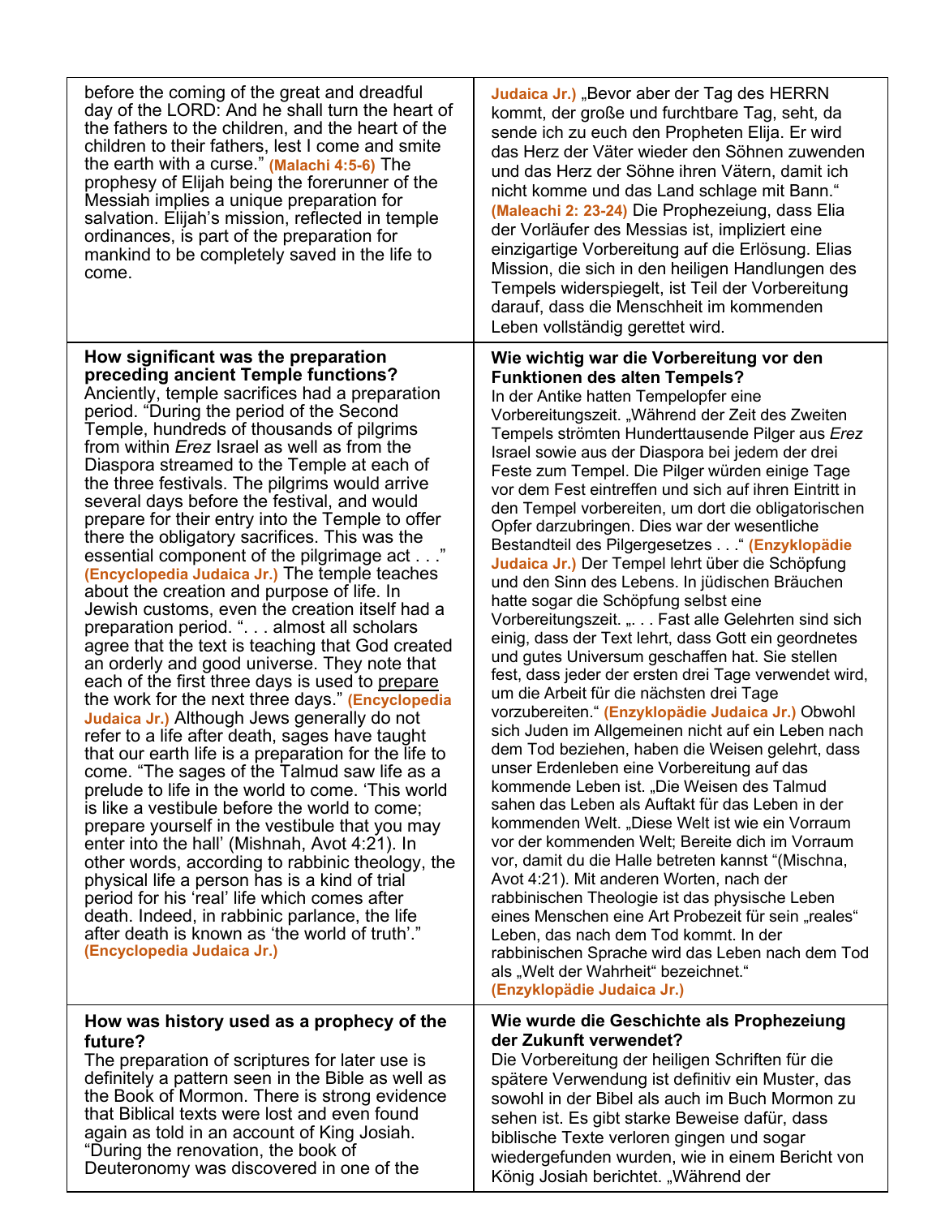| | |
|---|---|
| before the coming of the great and dreadful day of the LORD: And he shall turn the heart of the fathers to the children, and the heart of the children to their fathers, lest I come and smite the earth with a curse." **(Malachi 4:5-6)** The prophesy of Elijah being the forerunner of the Messiah implies a unique preparation for salvation. Elijah's mission, reflected in temple ordinances, is part of the preparation for mankind to be completely saved in the life to come. | **Judaica Jr.)** „Bevor aber der Tag des HERRN kommt, der große und furchtbare Tag, seht, da sende ich zu euch den Propheten Elija. Er wird das Herz der Väter wieder den Söhnen zuwenden und das Herz der Söhne ihren Vätern, damit ich nicht komme und das Land schlage mit Bann." **(Maleachi 2: 23-24)** Die Prophezeiung, dass Elia der Vorläufer des Messias ist, impliziert eine einzigartige Vorbereitung auf die Erlösung. Elias Mission, die sich in den heiligen Handlungen des Tempels widerspiegelt, ist Teil der Vorbereitung darauf, dass die Menschheit im kommenden Leben vollständig gerettet wird. |
| **How significant was the preparation preceding ancient Temple functions?** Anciently, temple sacrifices had a preparation period. "During the period of the Second Temple, hundreds of thousands of pilgrims from within *Erez* Israel as well as from the Diaspora streamed to the Temple at each of the three festivals. The pilgrims would arrive several days before the festival, and would prepare for their entry into the Temple to offer there the obligatory sacrifices. This was the essential component of the pilgrimage act . . ." **(Encyclopedia Judaica Jr.)** The temple teaches about the creation and purpose of life. In Jewish customs, even the creation itself had a preparation period. ". . . almost all scholars agree that the text is teaching that God created an orderly and good universe. They note that each of the first three days is used to <u>prepare</u> the work for the next three days." **(Encyclopedia Judaica Jr.)** Although Jews generally do not refer to a life after death, sages have taught that our earth life is a preparation for the life to come. "The sages of the Talmud saw life as a prelude to life in the world to come. 'This world is like a vestibule before the world to come; prepare yourself in the vestibule that you may enter into the hall' (Mishnah, Avot 4:21). In other words, according to rabbinic theology, the physical life a person has is a kind of trial period for his 'real' life which comes after death. Indeed, in rabbinic parlance, the life after death is known as 'the world of truth'." **(Encyclopedia Judaica Jr.)** | **Wie wichtig war die Vorbereitung vor den Funktionen des alten Tempels?** In der Antike hatten Tempelopfer eine Vorbereitungszeit. „Während der Zeit des Zweiten Tempels strömten Hunderttausende Pilger aus *Erez* Israel sowie aus der Diaspora bei jedem der drei Feste zum Tempel. Die Pilger würden einige Tage vor dem Fest eintreffen und sich auf ihren Eintritt in den Tempel vorbereiten, um dort die obligatorischen Opfer darzubringen. Dies war der wesentliche Bestandteil des Pilgergesetzes . . ." **(Enzyklopädie Judaica Jr.)** Der Tempel lehrt über die Schöpfung und den Sinn des Lebens. In jüdischen Bräuchen hatte sogar die Schöpfung selbst eine Vorbereitungszeit. „. . . Fast alle Gelehrten sind sich einig, dass der Text lehrt, dass Gott ein geordnetes und gutes Universum geschaffen hat. Sie stellen fest, dass jeder der ersten drei Tage verwendet wird, um die Arbeit für die nächsten drei Tage vorzubereiten." **(Enzyklopädie Judaica Jr.)** Obwohl sich Juden im Allgemeinen nicht auf ein Leben nach dem Tod beziehen, haben die Weisen gelehrt, dass unser Erdenleben eine Vorbereitung auf das kommende Leben ist. „Die Weisen des Talmud sahen das Leben als Auftakt für das Leben in der kommenden Welt. „Diese Welt ist wie ein Vorraum vor der kommenden Welt; Bereite dich im Vorraum vor, damit du die Halle betreten kannst "(Mischna, Avot 4:21). Mit anderen Worten, nach der rabbinischen Theologie ist das physische Leben eines Menschen eine Art Probezeit für sein „reales" Leben, das nach dem Tod kommt. In der rabbinischen Sprache wird das Leben nach dem Tod als „Welt der Wahrheit" bezeichnet." **(Enzyklopädie Judaica Jr.)** |
| **How was history used as a prophecy of the future?** The preparation of scriptures for later use is definitely a pattern seen in the Bible as well as the Book of Mormon. There is strong evidence that Biblical texts were lost and even found again as told in an account of King Josiah. "During the renovation, the book of Deuteronomy was discovered in one of the | **Wie wurde die Geschichte als Prophezeiung der Zukunft verwendet?** Die Vorbereitung der heiligen Schriften für die spätere Verwendung ist definitiv ein Muster, das sowohl in der Bibel als auch im Buch Mormon zu sehen ist. Es gibt starke Beweise dafür, dass biblische Texte verloren gingen und sogar wiedergefunden wurden, wie in einem Bericht von König Josiah berichtet. „Während der |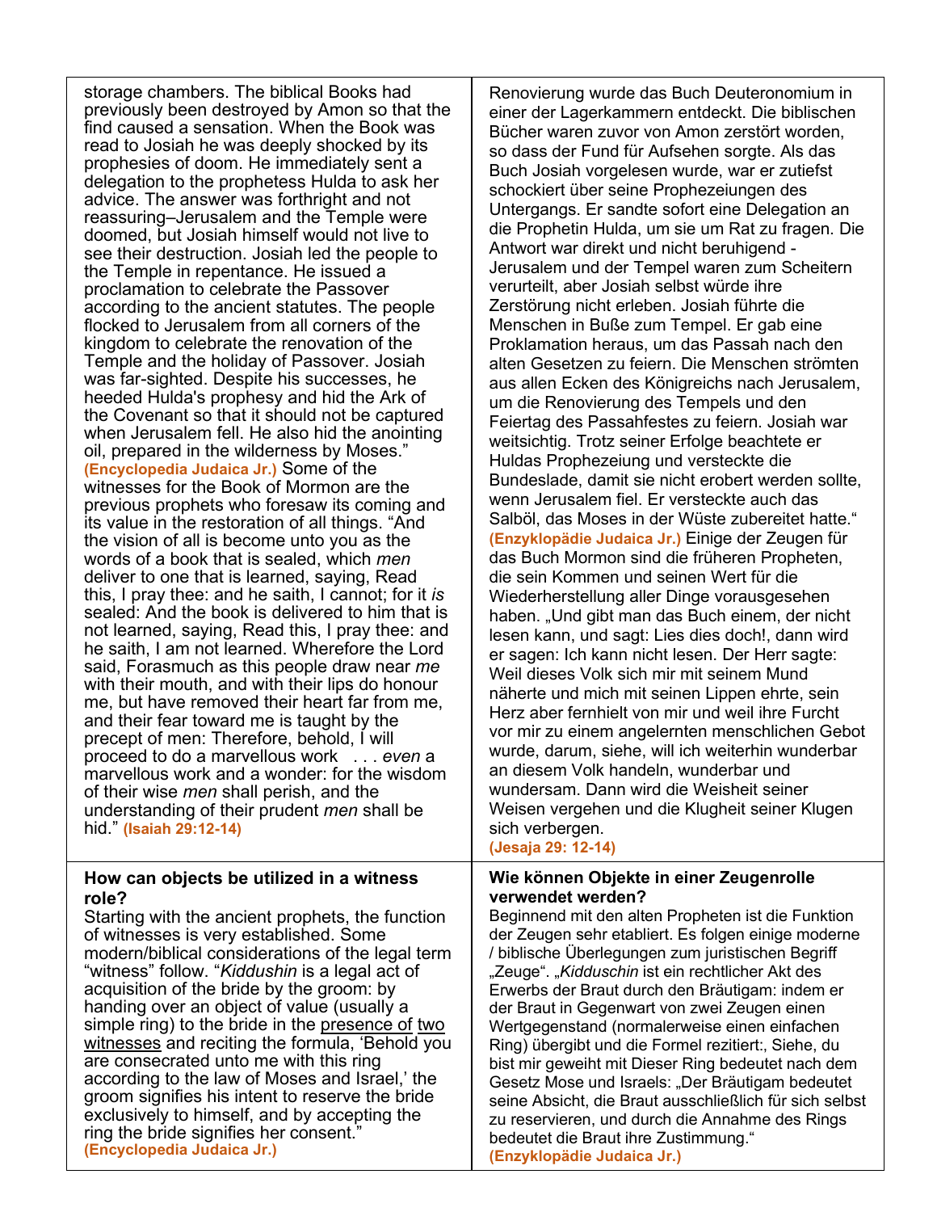| | |
|---|---|
| storage chambers. The biblical Books had previously been destroyed by Amon so that the find caused a sensation. When the Book was read to Josiah he was deeply shocked by its prophesies of doom. He immediately sent a delegation to the prophetess Hulda to ask her advice. The answer was forthright and not reassuring–Jerusalem and the Temple were doomed, but Josiah himself would not live to see their destruction. Josiah led the people to the Temple in repentance. He issued a proclamation to celebrate the Passover according to the ancient statutes. The people flocked to Jerusalem from all corners of the kingdom to celebrate the renovation of the Temple and the holiday of Passover. Josiah was far-sighted. Despite his successes, he heeded Hulda's prophesy and hid the Ark of the Covenant so that it should not be captured when Jerusalem fell. He also hid the anointing oil, prepared in the wilderness by Moses." **(Encyclopedia Judaica Jr.)** Some of the witnesses for the Book of Mormon are the previous prophets who foresaw its coming and its value in the restoration of all things. "And the vision of all is become unto you as the words of a book that is sealed, which *men* deliver to one that is learned, saying, Read this, I pray thee: and he saith, I cannot; for it *is* sealed: And the book is delivered to him that is not learned, saying, Read this, I pray thee: and he saith, I am not learned. Wherefore the Lord said, Forasmuch as this people draw near *me* with their mouth, and with their lips do honour me, but have removed their heart far from me, and their fear toward me is taught by the precept of men: Therefore, behold, I will proceed to do a marvellous work . . . *even* a marvellous work and a wonder: for the wisdom of their wise *men* shall perish, and the understanding of their prudent *men* shall be hid." **(Isaiah 29:12-14)** | Renovierung wurde das Buch Deuteronomium in einer der Lagerkammern entdeckt. Die biblischen Bücher waren zuvor von Amon zerstört worden, so dass der Fund für Aufsehen sorgte. Als das Buch Josiah vorgelesen wurde, war er zutiefst schockiert über seine Prophezeiungen des Untergangs. Er sandte sofort eine Delegation an die Prophetin Hulda, um sie um Rat zu fragen. Die Antwort war direkt und nicht beruhigend - Jerusalem und der Tempel waren zum Scheitern verurteilt, aber Josiah selbst würde ihre Zerstörung nicht erleben. Josiah führte die Menschen in Buße zum Tempel. Er gab eine Proklamation heraus, um das Passah nach den alten Gesetzen zu feiern. Die Menschen strömten aus allen Ecken des Königreichs nach Jerusalem, um die Renovierung des Tempels und den Feiertag des Passahfestes zu feiern. Josiah war weitsichtig. Trotz seiner Erfolge beachtete er Huldas Prophezeiung und versteckte die Bundeslade, damit sie nicht erobert werden sollte, wenn Jerusalem fiel. Er versteckte auch das Salböl, das Moses in der Wüste zubereitet hatte." **(Enzyklopädie Judaica Jr.)** Einige der Zeugen für das Buch Mormon sind die früheren Propheten, die sein Kommen und seinen Wert für die Wiederherstellung aller Dinge vorausgesehen haben. „Und gibt man das Buch einem, der nicht lesen kann, und sagt: Lies dies doch!, dann wird er sagen: Ich kann nicht lesen. Der Herr sagte: Weil dieses Volk sich mir mit seinem Mund näherte und mich mit seinen Lippen ehrte, sein Herz aber fernhielt von mir und weil ihre Furcht vor mir zu einem angelernten menschlichen Gebot wurde, darum, siehe, will ich weiterhin wunderbar an diesem Volk handeln, wunderbar und wundersam. Dann wird die Weisheit seiner Weisen vergehen und die Klugheit seiner Klugen sich verbergen. **(Jesaja 29: 12-14)** |
| **How can objects be utilized in a witness role?** Starting with the ancient prophets, the function of witnesses is very established. Some modern/biblical considerations of the legal term "witness" follow. "*Kiddushin* is a legal act of acquisition of the bride by the groom: by handing over an object of value (usually a simple ring) to the bride in the <u>presence of two witnesses</u> and reciting the formula, 'Behold you are consecrated unto me with this ring according to the law of Moses and Israel,' the groom signifies his intent to reserve the bride exclusively to himself, and by accepting the ring the bride signifies her consent." **(Encyclopedia Judaica Jr.)** | **Wie können Objekte in einer Zeugenrolle verwendet werden?** Beginnend mit den alten Propheten ist die Funktion der Zeugen sehr etabliert. Es folgen einige moderne / biblische Überlegungen zum juristischen Begriff „Zeuge". „*Kidduschin* ist ein rechtlicher Akt des Erwerbs der Braut durch den Bräutigam: indem er der Braut in Gegenwart von zwei Zeugen einen Wertgegenstand (normalerweise einen einfachen Ring) übergibt und die Formel rezitiert:, Siehe, du bist mir geweiht mit Dieser Ring bedeutet nach dem Gesetz Mose und Israels: „Der Bräutigam bedeutet seine Absicht, die Braut ausschließlich für sich selbst zu reservieren, und durch die Annahme des Rings bedeutet die Braut ihre Zustimmung." **(Enzyklopädie Judaica Jr.)** |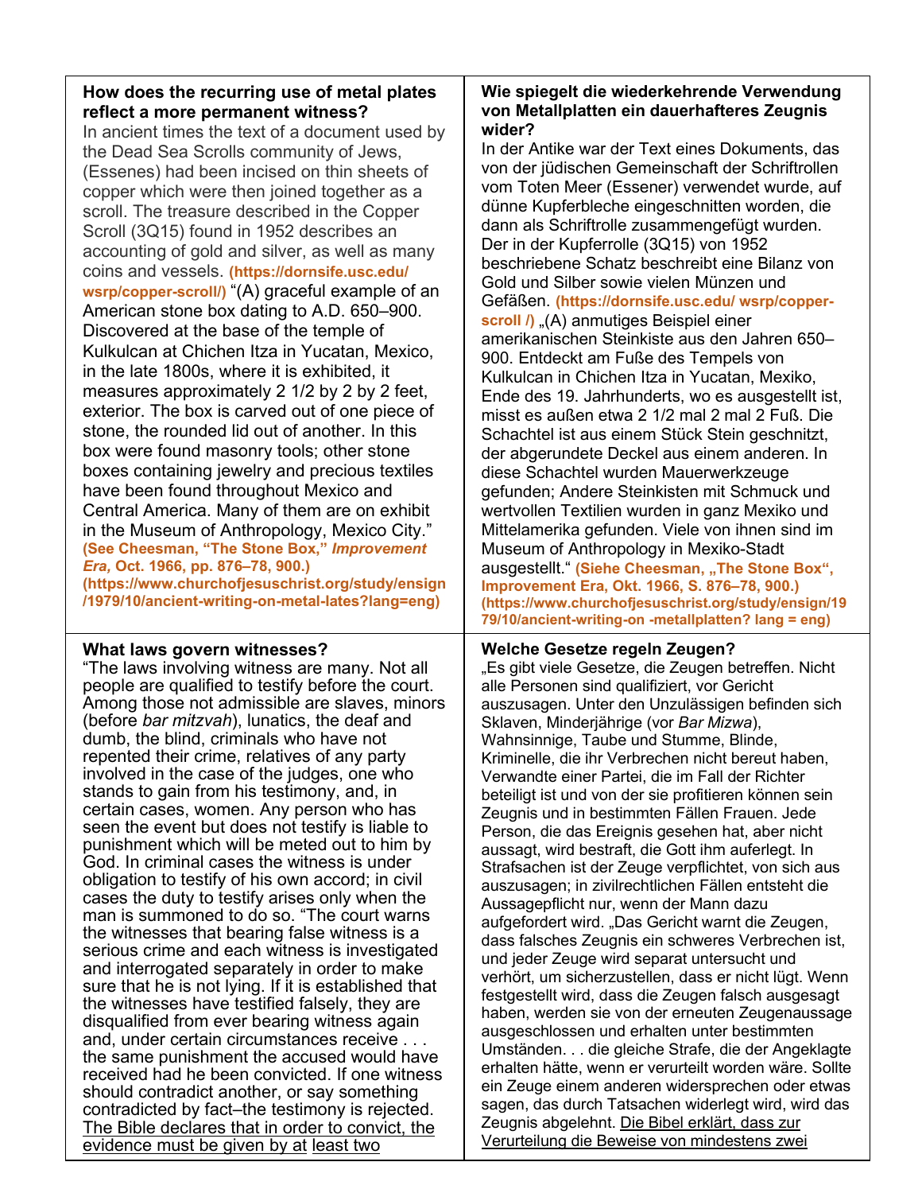| | |
|---|---|
| **How does the recurring use of metal plates reflect a more permanent witness?**<br>In ancient times the text of a document used by the Dead Sea Scrolls community of Jews, (Essenes) had been incised on thin sheets of copper which were then joined together as a scroll. The treasure described in the Copper Scroll (3Q15) found in 1952 describes an accounting of gold and silver, as well as many coins and vessels. **(https://dornsife.usc.edu/ wsrp/copper-scroll/)** "(A) graceful example of an American stone box dating to A.D. 650–900. Discovered at the base of the temple of Kulkulcan at Chichen Itza in Yucatan, Mexico, in the late 1800s, where it is exhibited, it measures approximately 2 1/2 by 2 by 2 feet, exterior. The box is carved out of one piece of stone, the rounded lid out of another. In this box were found masonry tools; other stone boxes containing jewelry and precious textiles have been found throughout Mexico and Central America. Many of them are on exhibit in the Museum of Anthropology, Mexico City." **(See Cheesman, "The Stone Box," *Improvement Era,* Oct. 1966, pp. 876–78, 900.) (https://www.churchofjesuschrist.org/study/ensign/1979/10/ancient-writing-on-metal-lates?lang=eng)** | **Wie spiegelt die wiederkehrende Verwendung von Metallplatten ein dauerhafteres Zeugnis wider?**<br>In der Antike war der Text eines Dokuments, das von der jüdischen Gemeinschaft der Schriftrollen vom Toten Meer (Essener) verwendet wurde, auf dünne Kupferbleche eingeschnitten worden, die dann als Schriftrolle zusammengefügt wurden. Der in der Kupferrolle (3Q15) von 1952 beschriebene Schatz beschreibt eine Bilanz von Gold und Silber sowie vielen Münzen und Gefäßen. **(https://dornsife.usc.edu/ wsrp/copper-scroll /)** „(A) anmutiges Beispiel einer amerikanischen Steinkiste aus den Jahren 650–900. Entdeckt am Fuße des Tempels von Kulkulcan in Chichen Itza in Yucatan, Mexiko, Ende des 19. Jahrhunderts, wo es ausgestellt ist, misst es außen etwa 2 1/2 mal 2 mal 2 Fuß. Die Schachtel ist aus einem Stück Stein geschnitzt, der abgerundete Deckel aus einem anderen. In diese Schachtel wurden Mauerwerkzeuge gefunden; Andere Steinkisten mit Schmuck und wertvollen Textilien wurden in ganz Mexiko und Mittelamerika gefunden. Viele von ihnen sind im Museum of Anthropology in Mexiko-Stadt ausgestellt." **(Siehe Cheesman, „The Stone Box", Improvement Era, Okt. 1966, S. 876–78, 900.) (https://www.churchofjesuschrist.org/study/ensign/1979/10/ancient-writing-on -metallplatten? lang = eng)** |
| **What laws govern witnesses?**<br>"The laws involving witness are many. Not all people are qualified to testify before the court. Among those not admissible are slaves, minors (before *bar mitzvah*), lunatics, the deaf and dumb, the blind, criminals who have not repented their crime, relatives of any party involved in the case of the judges, one who stands to gain from his testimony, and, in certain cases, women. Any person who has seen the event but does not testify is liable to punishment which will be meted out to him by God. In criminal cases the witness is under obligation to testify of his own accord; in civil cases the duty to testify arises only when the man is summoned to do so. "The court warns the witnesses that bearing false witness is a serious crime and each witness is investigated and interrogated separately in order to make sure that he is not lying. If it is established that the witnesses have testified falsely, they are disqualified from ever bearing witness again and, under certain circumstances receive . . . the same punishment the accused would have received had he been convicted. If one witness should contradict another, or say something contradicted by fact–the testimony is rejected. <u>The Bible declares that in order to convict, the evidence must be given by at least two</u> | **Welche Gesetze regeln Zeugen?**<br>„Es gibt viele Gesetze, die Zeugen betreffen. Nicht alle Personen sind qualifiziert, vor Gericht auszusagen. Unter den Unzulässigen befinden sich Sklaven, Minderjährige (vor *Bar Mizwa*), Wahnsinnige, Taube und Stumme, Blinde, Kriminelle, die ihr Verbrechen nicht bereut haben, Verwandte einer Partei, die im Fall der Richter beteiligt ist und von der sie profitieren können sein Zeugnis und in bestimmten Fällen Frauen. Jede Person, die das Ereignis gesehen hat, aber nicht aussagt, wird bestraft, die Gott ihm auferlegt. In Strafsachen ist der Zeuge verpflichtet, von sich aus auszusagen; in zivilrechtlichen Fällen entsteht die Aussagepflicht nur, wenn der Mann dazu aufgefordert wird. „Das Gericht warnt die Zeugen, dass falsches Zeugnis ein schweres Verbrechen ist, und jeder Zeuge wird separat untersucht und verhört, um sicherzustellen, dass er nicht lügt. Wenn festgestellt wird, dass die Zeugen falsch ausgesagt haben, werden sie von der erneuten Zeugenaussage ausgeschlossen und erhalten unter bestimmten Umständen. . . die gleiche Strafe, die der Angeklagte erhalten hätte, wenn er verurteilt worden wäre. Sollte ein Zeuge einem anderen widersprechen oder etwas sagen, das durch Tatsachen widerlegt wird, wird das Zeugnis abgelehnt. <u>Die Bibel erklärt, dass zur Verurteilung die Beweise von mindestens zwei</u> |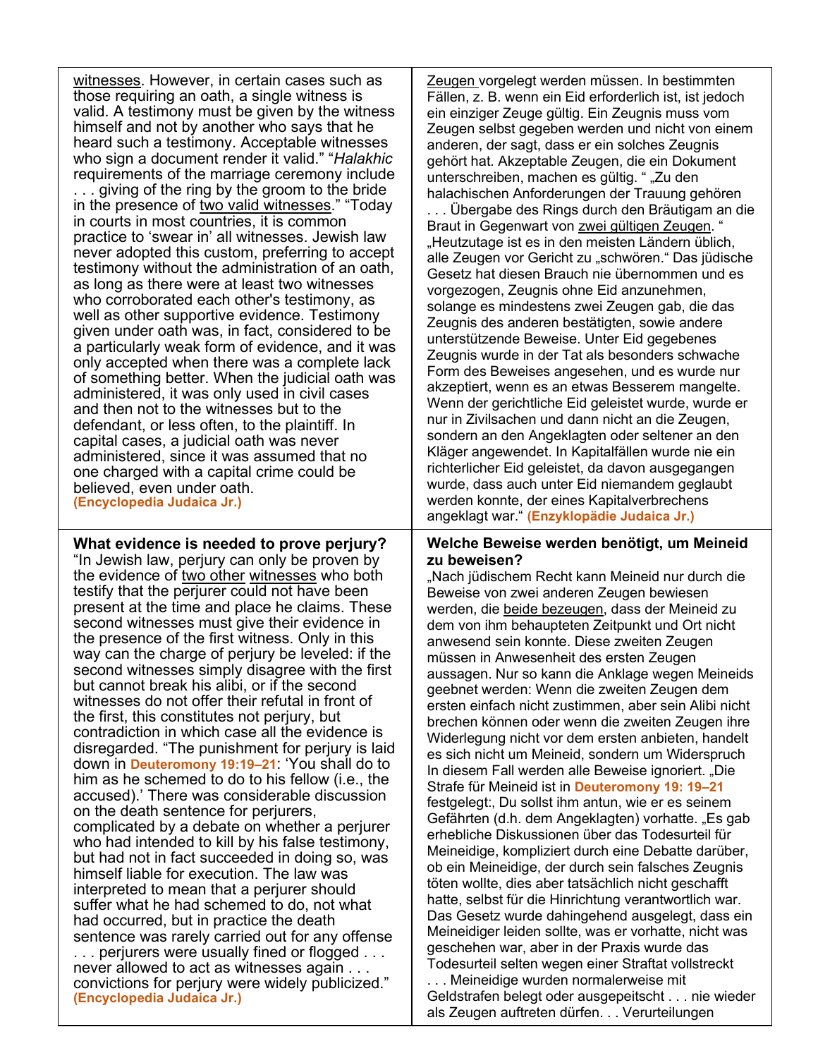| | |
|---|---|
| witnesses. However, in certain cases such as those requiring an oath, a single witness is valid. A testimony must be given by the witness himself and not by another who says that he heard such a testimony. Acceptable witnesses who sign a document render it valid." "*Halakhic* requirements of the marriage ceremony include . . . giving of the ring by the groom to the bride in the presence of two valid witnesses." "Today in courts in most countries, it is common practice to 'swear in' all witnesses. Jewish law never adopted this custom, preferring to accept testimony without the administration of an oath, as long as there were at least two witnesses who corroborated each other's testimony, as well as other supportive evidence. Testimony given under oath was, in fact, considered to be a particularly weak form of evidence, and it was only accepted when there was a complete lack of something better. When the judicial oath was administered, it was only used in civil cases and then not to the witnesses but to the defendant, or less often, to the plaintiff. In capital cases, a judicial oath was never administered, since it was assumed that no one charged with a capital crime could be believed, even under oath. **(Encyclopedia Judaica Jr.)** | Zeugen vorgelegt werden müssen. In bestimmten Fällen, z. B. wenn ein Eid erforderlich ist, ist jedoch ein einziger Zeuge gültig. Ein Zeugnis muss vom Zeugen selbst gegeben werden und nicht von einem anderen, der sagt, dass er ein solches Zeugnis gehört hat. Akzeptable Zeugen, die ein Dokument unterschreiben, machen es gültig. " „Zu den halachischen Anforderungen der Trauung gehören . . . Übergabe des Rings durch den Bräutigam an die Braut in Gegenwart von zwei gültigen Zeugen. " „Heutzutage ist es in den meisten Ländern üblich, alle Zeugen vor Gericht zu „schwören." Das jüdische Gesetz hat diesen Brauch nie übernommen und es vorgezogen, Zeugnis ohne Eid anzunehmen, solange es mindestens zwei Zeugen gab, die das Zeugnis des anderen bestätigten, sowie andere unterstützende Beweise. Unter Eid gegebenes Zeugnis wurde in der Tat als besonders schwache Form des Beweises angesehen, und es wurde nur akzeptiert, wenn es an etwas Besserem mangelte. Wenn der gerichtliche Eid geleistet wurde, wurde er nur in Zivilsachen und dann nicht an die Zeugen, sondern an den Angeklagten oder seltener an den Kläger angewendet. In Kapitalfällen wurde nie ein richterlicher Eid geleistet, da davon ausgegangen wurde, dass auch unter Eid niemandem geglaubt werden konnte, der eines Kapitalverbrechens angeklagt war." **(Enzyklopädie Judaica Jr.)** |
| **What evidence is needed to prove perjury?** "In Jewish law, perjury can only be proven by the evidence of two other witnesses who both testify that the perjurer could not have been present at the time and place he claims. These second witnesses must give their evidence in the presence of the first witness. Only in this way can the charge of perjury be leveled: if the second witnesses simply disagree with the first but cannot break his alibi, or if the second witnesses do not offer their refutal in front of the first, this constitutes not perjury, but contradiction in which case all the evidence is disregarded. "The punishment for perjury is laid down in **Deuteromony 19:19–21**: 'You shall do to him as he schemed to do to his fellow (i.e., the accused).' There was considerable discussion on the death sentence for perjurers, complicated by a debate on whether a perjurer who had intended to kill by his false testimony, but had not in fact succeeded in doing so, was himself liable for execution. The law was interpreted to mean that a perjurer should suffer what he had schemed to do, not what had occurred, but in practice the death sentence was rarely carried out for any offense . . . perjurers were usually fined or flogged . . . never allowed to act as witnesses again . . . convictions for perjury were widely publicized." **(Encyclopedia Judaica Jr.)** | **Welche Beweise werden benötigt, um Meineid zu beweisen?** „Nach jüdischem Recht kann Meineid nur durch die Beweise von zwei anderen Zeugen bewiesen werden, die beide bezeugen, dass der Meineid zu dem von ihm behaupteten Zeitpunkt und Ort nicht anwesend sein konnte. Diese zweiten Zeugen müssen in Anwesenheit des ersten Zeugen aussagen. Nur so kann die Anklage wegen Meineids geebnet werden: Wenn die zweiten Zeugen dem ersten einfach nicht zustimmen, aber sein Alibi nicht brechen können oder wenn die zweiten Zeugen ihre Widerlegung nicht vor dem ersten anbieten, handelt es sich nicht um Meineid, sondern um Widerspruch In diesem Fall werden alle Beweise ignoriert. „Die Strafe für Meineid ist in **Deuteromony 19: 19–21** festgelegt:, Du sollst ihm antun, wie er es seinem Gefährten (d.h. dem Angeklagten) vorhatte. „Es gab erhebliche Diskussionen über das Todesurteil für Meineidige, kompliziert durch eine Debatte darüber, ob ein Meineidige, der durch sein falsches Zeugnis töten wollte, dies aber tatsächlich nicht geschafft hatte, selbst für die Hinrichtung verantwortlich war. Das Gesetz wurde dahingehend ausgelegt, dass ein Meineidiger leiden sollte, was er vorhatte, nicht was geschehen war, aber in der Praxis wurde das Todesurteil selten wegen einer Straftat vollstreckt . . . Meineidige wurden normalerweise mit Geldstrafen belegt oder ausgepeitscht . . . nie wieder als Zeugen auftreten dürfen. . . Verurteilungen |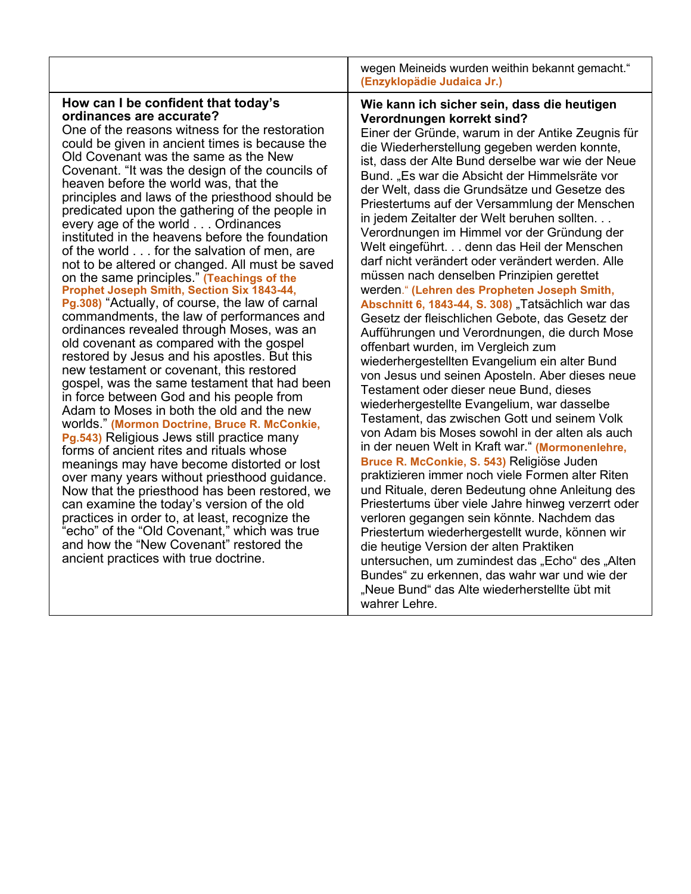| | |
|---|---|
| | wegen Meineids wurden weithin bekannt gemacht.“ **(Enzyklopädie Judaica Jr.)** |
| **How can I be confident that today's ordinances are accurate?** One of the reasons witness for the restoration could be given in ancient times is because the Old Covenant was the same as the New Covenant. “It was the design of the councils of heaven before the world was, that the principles and laws of the priesthood should be predicated upon the gathering of the people in every age of the world . . . Ordinances instituted in the heavens before the foundation of the world . . . for the salvation of men, are not to be altered or changed. All must be saved on the same principles.” **(Teachings of the Prophet Joseph Smith, Section Six 1843-44, Pg.308)** “Actually, of course, the law of carnal commandments, the law of performances and ordinances revealed through Moses, was an old covenant as compared with the gospel restored by Jesus and his apostles. But this new testament or covenant, this restored gospel, was the same testament that had been in force between God and his people from Adam to Moses in both the old and the new worlds.” **(Mormon Doctrine, Bruce R. McConkie, Pg.543)** Religious Jews still practice many forms of ancient rites and rituals whose meanings may have become distorted or lost over many years without priesthood guidance. Now that the priesthood has been restored, we can examine the today's version of the old practices in order to, at least, recognize the “echo” of the “Old Covenant,” which was true and how the “New Covenant” restored the ancient practices with true doctrine. | **Wie kann ich sicher sein, dass die heutigen Verordnungen korrekt sind?** Einer der Gründe, warum in der Antike Zeugnis für die Wiederherstellung gegeben werden konnte, ist, dass der Alte Bund derselbe war wie der Neue Bund. „Es war die Absicht der Himmelsräte vor der Welt, dass die Grundsätze und Gesetze des Priestertums auf der Versammlung der Menschen in jedem Zeitalter der Welt beruhen sollten. . . Verordnungen im Himmel vor der Gründung der Welt eingeführt. . . denn das Heil der Menschen darf nicht verändert oder verändert werden. Alle müssen nach denselben Prinzipien gerettet werden.“ **(Lehren des Propheten Joseph Smith, Abschnitt 6, 1843-44, S. 308)** „Tatsächlich war das Gesetz der fleischlichen Gebote, das Gesetz der Aufführungen und Verordnungen, die durch Mose offenbart wurden, im Vergleich zum wiederhergestellten Evangelium ein alter Bund von Jesus und seinen Aposteln. Aber dieses neue Testament oder dieser neue Bund, dieses wiederhergestellte Evangelium, war dasselbe Testament, das zwischen Gott und seinem Volk von Adam bis Moses sowohl in der alten als auch in der neuen Welt in Kraft war.“ **(Mormonenlehre, Bruce R. McConkie, S. 543)** Religiöse Juden praktizieren immer noch viele Formen alter Riten und Rituale, deren Bedeutung ohne Anleitung des Priestertums über viele Jahre hinweg verzerrt oder verloren gegangen sein könnte. Nachdem das Priestertum wiederhergestellt wurde, können wir die heutige Version der alten Praktiken untersuchen, um zumindest das „Echo“ des „Alten Bundes“ zu erkennen, das wahr war und wie der „Neue Bund“ das Alte wiederherstellte übt mit wahrer Lehre. |